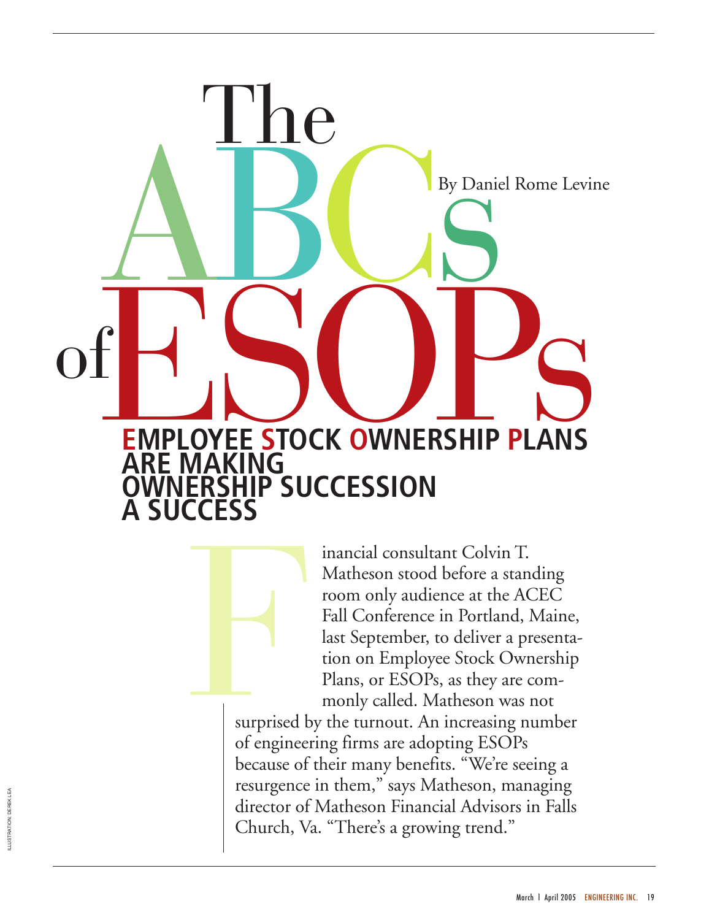# The ABCs of ESOPs

By Daniel Rome Levine

## EMPLOYEE STOCK OWNERSHIP PLANS ARE MAKING OWNERSHIP SUCCESSION A SUCCESS

Financial consultant Colvin T. Matheson stood before a standing room only audience at the ACEC Fall Conference in Portland, Maine, last September, to deliver a presentation on Employee Stock Ownership Plans, or ESOPs, as they are commonly called. Matheson was not surprised by the turnout. An increasing number of engineering firms are adopting ESOPs because of their many benefits. "We're seeing a resurgence in them," says Matheson, managing director of Matheson Financial Advisors in Falls Church, Va. "There's a growing trend."

ILLUSTRATION: DEREK LEA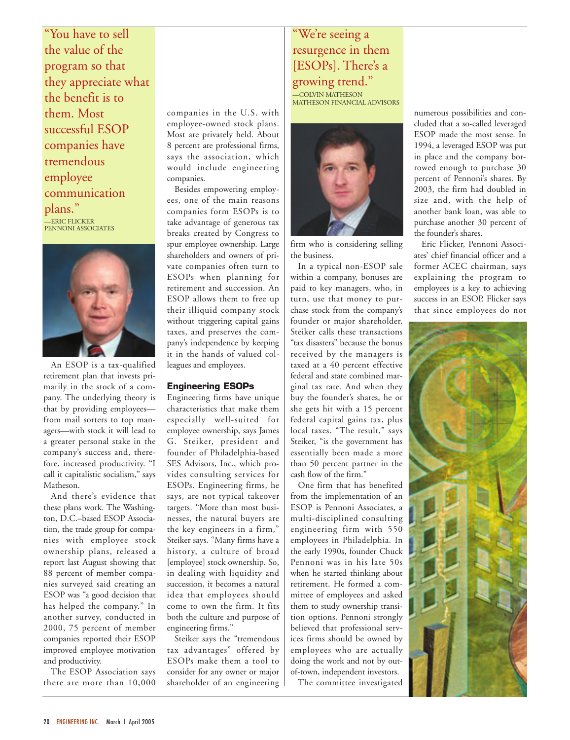> "You have to sell the value of the program so that they appreciate what the benefit is to them. Most successful ESOP companies have tremendous employee communication plans."
> —ERIC FLICKER
> PENNONI ASSOCIATES

An ESOP is a tax-qualified retirement plan that invests primarily in the stock of a company. The underlying theory is that by providing employees—from mail sorters to top managers—with stock it will lead to a greater personal stake in the company's success and, therefore, increased productivity. "I call it capitalistic socialism," says Matheson.

And there's evidence that these plans work. The Washington, D.C.–based ESOP Association, the trade group for companies with employee stock ownership plans, released a report last August showing that 88 percent of member companies surveyed said creating an ESOP was "a good decision that has helped the company." In another survey, conducted in 2000, 75 percent of member companies reported their ESOP improved employee motivation and productivity.

The ESOP Association says there are more than 10,000 companies in the U.S. with employee-owned stock plans. Most are privately held. About 8 percent are professional firms, says the association, which would include engineering companies.

Besides empowering employees, one of the main reasons companies form ESOPs is to take advantage of generous tax breaks created by Congress to spur employee ownership. Large shareholders and owners of private companies often turn to ESOPs when planning for retirement and succession. An ESOP allows them to free up their illiquid company stock without triggering capital gains taxes, and preserves the company's independence by keeping it in the hands of valued colleagues and employees.

## Engineering ESOPs

Engineering firms have unique characteristics that make them especially well-suited for employee ownership, says James G. Steiker, president and founder of Philadelphia-based SES Advisors, Inc., which provides consulting services for ESOPs. Engineering firms, he says, are not typical takeover targets. "More than most businesses, the natural buyers are the key engineers in a firm," Steiker says. "Many firms have a history, a culture of broad [employee] stock ownership. So, in dealing with liquidity and succession, it becomes a natural idea that employees should come to own the firm. It fits both the culture and purpose of engineering firms."

Steiker says the "tremendous tax advantages" offered by ESOPs make them a tool to consider for any owner or major shareholder of an engineering firm who is considering selling the business.

> "We're seeing a resurgence in them [ESOPs]. There's a growing trend."
> —COLVIN MATHESON
> MATHESON FINANCIAL ADVISORS

In a typical non-ESOP sale within a company, bonuses are paid to key managers, who, in turn, use that money to purchase stock from the company's founder or major shareholder. Steiker calls these transactions "tax disasters" because the bonus received by the managers is taxed at a 40 percent effective federal and state combined marginal tax rate. And when they buy the founder's shares, he or she gets hit with a 15 percent federal capital gains tax, plus local taxes. "The result," says Steiker, "is the government has essentially been made a more than 50 percent partner in the cash flow of the firm."

One firm that has benefited from the implementation of an ESOP is Pennoni Associates, a multi-disciplined consulting engineering firm with 550 employees in Philadelphia. In the early 1990s, founder Chuck Pennoni was in his late 50s when he started thinking about retirement. He formed a committee of employees and asked them to study ownership transition options. Pennoni strongly believed that professional services firms should be owned by employees who are actually doing the work and not by out-of-town, independent investors.

The committee investigated numerous possibilities and concluded that a so-called leveraged ESOP made the most sense. In 1994, a leveraged ESOP was put in place and the company borrowed enough to purchase 30 percent of Pennoni's shares. By 2003, the firm had doubled in size and, with the help of another bank loan, was able to purchase another 30 percent of the founder's shares.

Eric Flicker, Pennoni Associates' chief financial officer and a former ACEC chairman, says explaining the program to employees is a key to achieving success in an ESOP. Flicker says that since employees do not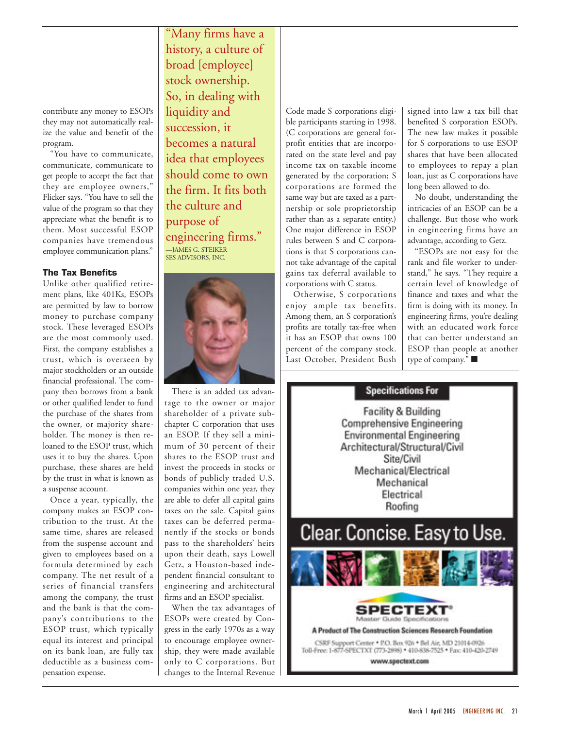contribute any money to ESOPs they may not automatically realize the value and benefit of the program.

"You have to communicate, communicate, communicate to get people to accept the fact that they are employee owners," Flicker says. "You have to sell the value of the program so that they appreciate what the benefit is to them. Most successful ESOP companies have tremendous employee communication plans."

> "Many firms have a history, a culture of broad [employee] stock ownership. So, in dealing with liquidity and succession, it becomes a natural idea that employees should come to own the firm. It fits both the culture and purpose of engineering firms."
> —JAMES G. STEIKER
> SES ADVISORS, INC.

### The Tax Benefits

Unlike other qualified retirement plans, like 401Ks, ESOPs are permitted by law to borrow money to purchase company stock. These leveraged ESOPs are the most commonly used. First, the company establishes a trust, which is overseen by major stockholders or an outside financial professional. The company then borrows from a bank or other qualified lender to fund the purchase of the shares from the owner, or majority shareholder. The money is then reloaned to the ESOP trust, which uses it to buy the shares. Upon purchase, these shares are held by the trust in what is known as a suspense account.

Once a year, typically, the company makes an ESOP contribution to the trust. At the same time, shares are released from the suspense account and given to employees based on a formula determined by each company. The net result of a series of financial transfers among the company, the trust and the bank is that the company's contributions to the ESOP trust, which typically equal its interest and principal on its bank loan, are fully tax deductible as a business compensation expense.

There is an added tax advantage to the owner or major shareholder of a private subchapter C corporation that uses an ESOP. If they sell a minimum of 30 percent of their shares to the ESOP trust and invest the proceeds in stocks or bonds of publicly traded U.S. companies within one year, they are able to defer all capital gains taxes on the sale. Capital gains taxes can be deferred permanently if the stocks or bonds pass to the shareholders' heirs upon their death, says Lowell Getz, a Houston-based independent financial consultant to engineering and architectural firms and an ESOP specialist.

When the tax advantages of ESOPs were created by Congress in the early 1970s as a way to encourage employee ownership, they were made available only to C corporations. But changes to the Internal Revenue Code made S corporations eligible participants starting in 1998. (C corporations are general for-profit entities that are incorporated on the state level and pay income tax on taxable income generated by the corporation; S corporations are formed the same way but are taxed as a partnership or sole proprietorship rather than as a separate entity.) One major difference in ESOP rules between S and C corporations is that S corporations cannot take advantage of the capital gains tax deferral available to corporations with C status.

Otherwise, S corporations enjoy ample tax benefits. Among them, an S corporation's profits are totally tax-free when it has an ESOP that owns 100 percent of the company stock. Last October, President Bush signed into law a tax bill that benefited S corporation ESOPs. The new law makes it possible for S corporations to use ESOP shares that have been allocated to employees to repay a plan loan, just as C corporations have long been allowed to do.

No doubt, understanding the intricacies of an ESOP can be a challenge. But those who work in engineering firms have an advantage, according to Getz.

"ESOPs are not easy for the rank and file worker to understand," he says. "They require a certain level of knowledge of finance and taxes and what the firm is doing with its money. In engineering firms, you're dealing with an educated work force that can better understand an ESOP than people at another type of company." ■

Specifications For

Facility & Building
Comprehensive Engineering
Environmental Engineering
Architectural/Structural/Civil
Site/Civil
Mechanical/Electrical
Mechanical
Electrical
Roofing

Clear. Concise. Easy to Use.

SPECTEXT®
Master Guide Specifications

A Product of The Construction Sciences Research Foundation

CSRF Support Center • P.O. Box 926 • Bel Air, MD 21014-0926
Toll-Free: 1-877-SPECTXT (773-2898) • 410-838-7525 • Fax: 410-420-2749

www.spectext.com